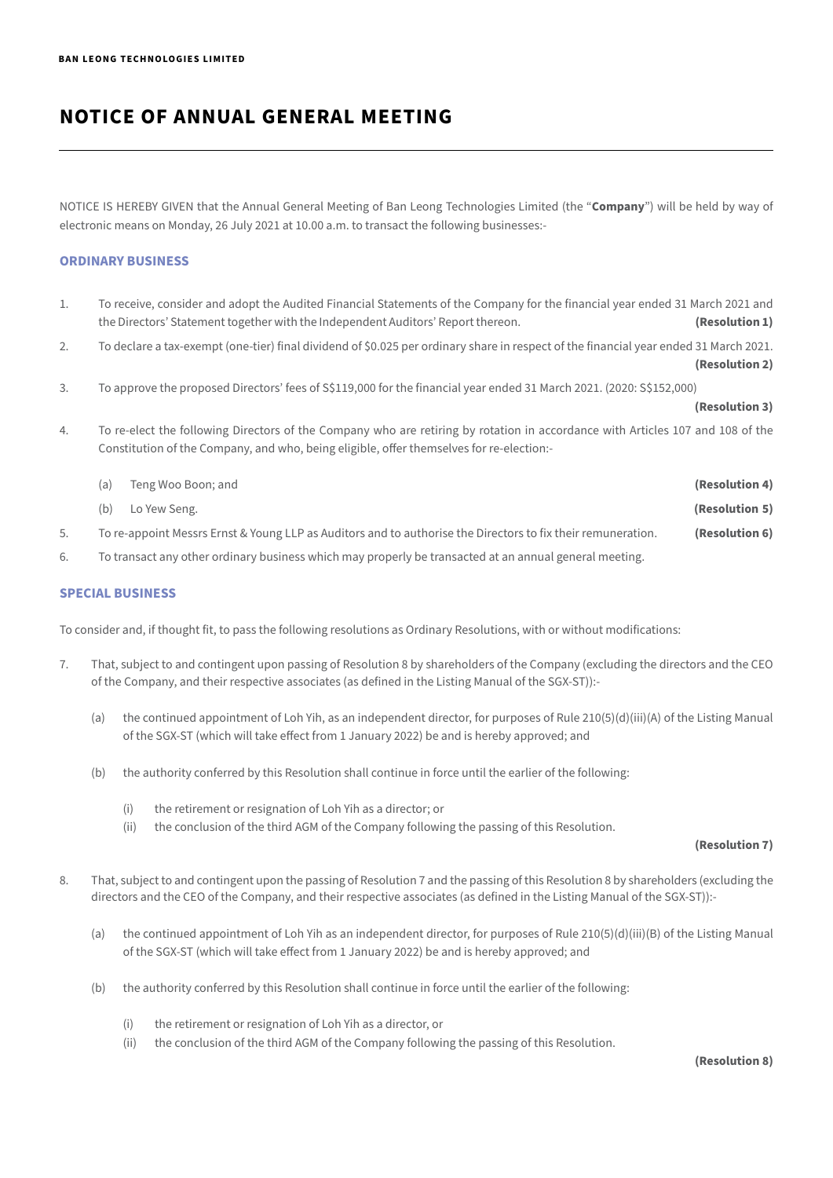# NOTICE OF ANNUAL GENERAL MEETING

NOTICE IS HEREBY GIVEN that the Annual General Meeting of Ban Leong Technologies Limited (the "**Company**") will be held by way of electronic means on Monday, 26 July 2021 at 10.00 a.m. to transact the following businesses:-

## ORDINARY BUSINESS

1. To receive, consider and adopt the Audited Financial Statements of the Company for the financial year ended 31 March 2021 and the Directors' Statement together with the Independent Auditors' Report thereon. **(Resolution 1)**

2. To declare a tax-exempt (one-tier) final dividend of $0.025 per ordinary share in respect of the financial year ended 31 March 2021. **(Resolution 2)**

3. To approve the proposed Directors' fees of S$119,000 for the financial year ended 31 March 2021. (2020: S$152,000) **(Resolution 3)**

4. To re-elect the following Directors of the Company who are retiring by rotation in accordance with Articles 107 and 108 of the Constitution of the Company, and who, being eligible, offer themselves for re-election:-

   (a) Teng Woo Boon; and **(Resolution 4)**

   (b) Lo Yew Seng. **(Resolution 5)**

5. To re-appoint Messrs Ernst & Young LLP as Auditors and to authorise the Directors to fix their remuneration. **(Resolution 6)**

6. To transact any other ordinary business which may properly be transacted at an annual general meeting.

## SPECIAL BUSINESS

To consider and, if thought fit, to pass the following resolutions as Ordinary Resolutions, with or without modifications:

7. That, subject to and contingent upon passing of Resolution 8 by shareholders of the Company (excluding the directors and the CEO of the Company, and their respective associates (as defined in the Listing Manual of the SGX-ST)):-

   (a) the continued appointment of Loh Yih, as an independent director, for purposes of Rule 210(5)(d)(iii)(A) of the Listing Manual of the SGX-ST (which will take effect from 1 January 2022) be and is hereby approved; and

   (b) the authority conferred by this Resolution shall continue in force until the earlier of the following:

      (i) the retirement or resignation of Loh Yih as a director; or
      (ii) the conclusion of the third AGM of the Company following the passing of this Resolution.

   **(Resolution 7)**

8. That, subject to and contingent upon the passing of Resolution 7 and the passing of this Resolution 8 by shareholders (excluding the directors and the CEO of the Company, and their respective associates (as defined in the Listing Manual of the SGX-ST)):-

   (a) the continued appointment of Loh Yih as an independent director, for purposes of Rule 210(5)(d)(iii)(B) of the Listing Manual of the SGX-ST (which will take effect from 1 January 2022) be and is hereby approved; and

   (b) the authority conferred by this Resolution shall continue in force until the earlier of the following:

      (i) the retirement or resignation of Loh Yih as a director, or
      (ii) the conclusion of the third AGM of the Company following the passing of this Resolution.

   **(Resolution 8)**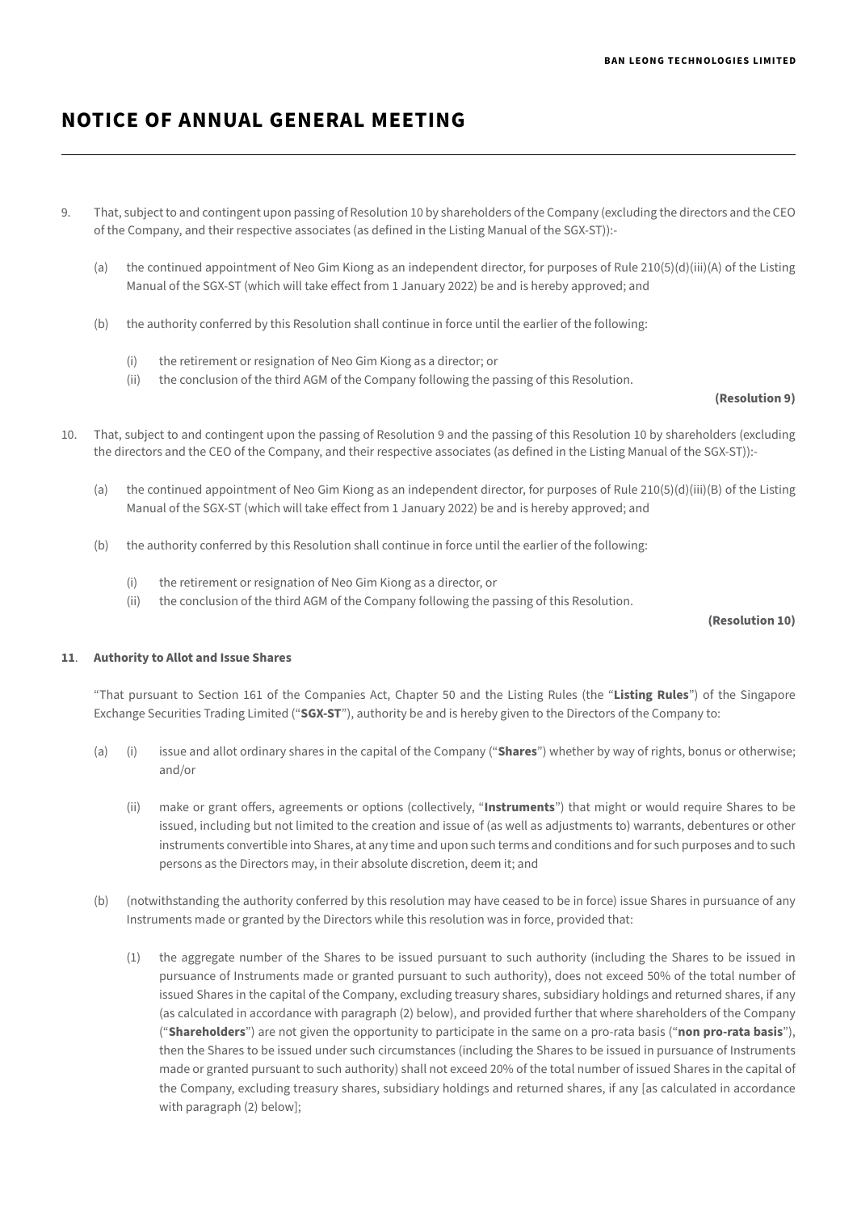# NOTICE OF ANNUAL GENERAL MEETING

9. That, subject to and contingent upon passing of Resolution 10 by shareholders of the Company (excluding the directors and the CEO of the Company, and their respective associates (as defined in the Listing Manual of the SGX-ST)):-

    (a) the continued appointment of Neo Gim Kiong as an independent director, for purposes of Rule 210(5)(d)(iii)(A) of the Listing Manual of the SGX-ST (which will take effect from 1 January 2022) be and is hereby approved; and

    (b) the authority conferred by this Resolution shall continue in force until the earlier of the following:

        (i) the retirement or resignation of Neo Gim Kiong as a director; or
        (ii) the conclusion of the third AGM of the Company following the passing of this Resolution.

**(Resolution 9)**

10. That, subject to and contingent upon the passing of Resolution 9 and the passing of this Resolution 10 by shareholders (excluding the directors and the CEO of the Company, and their respective associates (as defined in the Listing Manual of the SGX-ST)):-

    (a) the continued appointment of Neo Gim Kiong as an independent director, for purposes of Rule 210(5)(d)(iii)(B) of the Listing Manual of the SGX-ST (which will take effect from 1 January 2022) be and is hereby approved; and

    (b) the authority conferred by this Resolution shall continue in force until the earlier of the following:

        (i) the retirement or resignation of Neo Gim Kiong as a director, or
        (ii) the conclusion of the third AGM of the Company following the passing of this Resolution.

**(Resolution 10)**

**11. Authority to Allot and Issue Shares**

"That pursuant to Section 161 of the Companies Act, Chapter 50 and the Listing Rules (the "**Listing Rules**") of the Singapore Exchange Securities Trading Limited ("**SGX-ST**"), authority be and is hereby given to the Directors of the Company to:

(a) (i) issue and allot ordinary shares in the capital of the Company ("**Shares**") whether by way of rights, bonus or otherwise; and/or

    (ii) make or grant offers, agreements or options (collectively, "**Instruments**") that might or would require Shares to be issued, including but not limited to the creation and issue of (as well as adjustments to) warrants, debentures or other instruments convertible into Shares, at any time and upon such terms and conditions and for such purposes and to such persons as the Directors may, in their absolute discretion, deem it; and

(b) (notwithstanding the authority conferred by this resolution may have ceased to be in force) issue Shares in pursuance of any Instruments made or granted by the Directors while this resolution was in force, provided that:

    (1) the aggregate number of the Shares to be issued pursuant to such authority (including the Shares to be issued in pursuance of Instruments made or granted pursuant to such authority), does not exceed 50% of the total number of issued Shares in the capital of the Company, excluding treasury shares, subsidiary holdings and returned shares, if any (as calculated in accordance with paragraph (2) below), and provided further that where shareholders of the Company ("**Shareholders**") are not given the opportunity to participate in the same on a pro-rata basis ("**non pro-rata basis**"), then the Shares to be issued under such circumstances (including the Shares to be issued in pursuance of Instruments made or granted pursuant to such authority) shall not exceed 20% of the total number of issued Shares in the capital of the Company, excluding treasury shares, subsidiary holdings and returned shares, if any [as calculated in accordance with paragraph (2) below];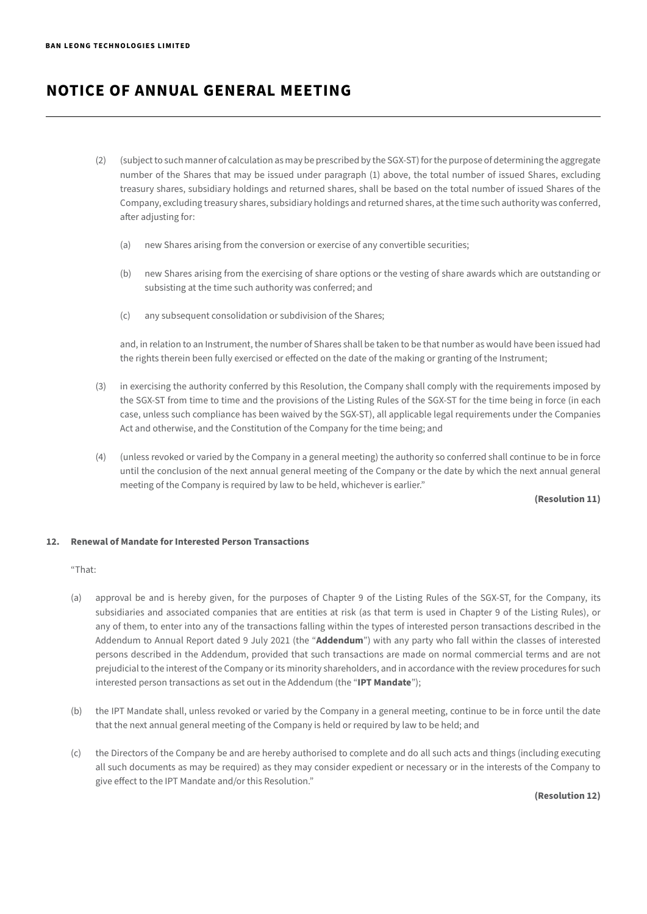(2) (subject to such manner of calculation as may be prescribed by the SGX-ST) for the purpose of determining the aggregate number of the Shares that may be issued under paragraph (1) above, the total number of issued Shares, excluding treasury shares, subsidiary holdings and returned shares, shall be based on the total number of issued Shares of the Company, excluding treasury shares, subsidiary holdings and returned shares, at the time such authority was conferred, after adjusting for:

    (a) new Shares arising from the conversion or exercise of any convertible securities;

    (b) new Shares arising from the exercising of share options or the vesting of share awards which are outstanding or subsisting at the time such authority was conferred; and

    (c) any subsequent consolidation or subdivision of the Shares;

    and, in relation to an Instrument, the number of Shares shall be taken to be that number as would have been issued had the rights therein been fully exercised or effected on the date of the making or granting of the Instrument;

(3) in exercising the authority conferred by this Resolution, the Company shall comply with the requirements imposed by the SGX-ST from time to time and the provisions of the Listing Rules of the SGX-ST for the time being in force (in each case, unless such compliance has been waived by the SGX-ST), all applicable legal requirements under the Companies Act and otherwise, and the Constitution of the Company for the time being; and

(4) (unless revoked or varied by the Company in a general meeting) the authority so conferred shall continue to be in force until the conclusion of the next annual general meeting of the Company or the date by which the next annual general meeting of the Company is required by law to be held, whichever is earlier."

**(Resolution 11)**

**12. Renewal of Mandate for Interested Person Transactions**

"That:

(a) approval be and is hereby given, for the purposes of Chapter 9 of the Listing Rules of the SGX-ST, for the Company, its subsidiaries and associated companies that are entities at risk (as that term is used in Chapter 9 of the Listing Rules), or any of them, to enter into any of the transactions falling within the types of interested person transactions described in the Addendum to Annual Report dated 9 July 2021 (the "**Addendum**") with any party who fall within the classes of interested persons described in the Addendum, provided that such transactions are made on normal commercial terms and are not prejudicial to the interest of the Company or its minority shareholders, and in accordance with the review procedures for such interested person transactions as set out in the Addendum (the "**IPT Mandate**");

(b) the IPT Mandate shall, unless revoked or varied by the Company in a general meeting, continue to be in force until the date that the next annual general meeting of the Company is held or required by law to be held; and

(c) the Directors of the Company be and are hereby authorised to complete and do all such acts and things (including executing all such documents as may be required) as they may consider expedient or necessary or in the interests of the Company to give effect to the IPT Mandate and/or this Resolution."

**(Resolution 12)**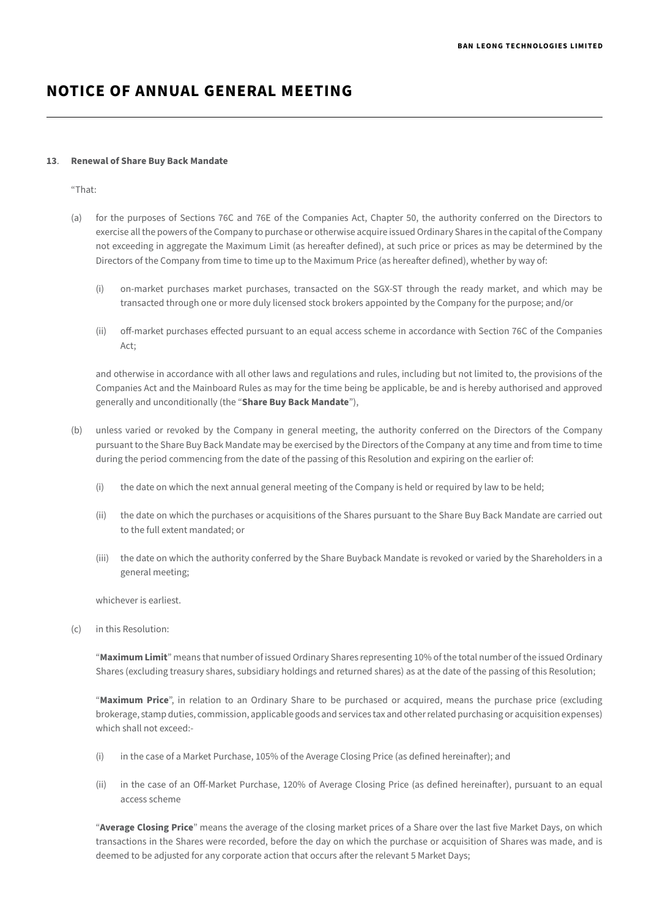# NOTICE OF ANNUAL GENERAL MEETING

**13. Renewal of Share Buy Back Mandate**

"That:

(a) for the purposes of Sections 76C and 76E of the Companies Act, Chapter 50, the authority conferred on the Directors to exercise all the powers of the Company to purchase or otherwise acquire issued Ordinary Shares in the capital of the Company not exceeding in aggregate the Maximum Limit (as hereafter defined), at such price or prices as may be determined by the Directors of the Company from time to time up to the Maximum Price (as hereafter defined), whether by way of:

   (i) on-market purchases market purchases, transacted on the SGX-ST through the ready market, and which may be transacted through one or more duly licensed stock brokers appointed by the Company for the purpose; and/or

   (ii) off-market purchases effected pursuant to an equal access scheme in accordance with Section 76C of the Companies Act;

   and otherwise in accordance with all other laws and regulations and rules, including but not limited to, the provisions of the Companies Act and the Mainboard Rules as may for the time being be applicable, be and is hereby authorised and approved generally and unconditionally (the "**Share Buy Back Mandate**"),

(b) unless varied or revoked by the Company in general meeting, the authority conferred on the Directors of the Company pursuant to the Share Buy Back Mandate may be exercised by the Directors of the Company at any time and from time to time during the period commencing from the date of the passing of this Resolution and expiring on the earlier of:

   (i) the date on which the next annual general meeting of the Company is held or required by law to be held;

   (ii) the date on which the purchases or acquisitions of the Shares pursuant to the Share Buy Back Mandate are carried out to the full extent mandated; or

   (iii) the date on which the authority conferred by the Share Buyback Mandate is revoked or varied by the Shareholders in a general meeting;

   whichever is earliest.

(c) in this Resolution:

   "**Maximum Limit**" means that number of issued Ordinary Shares representing 10% of the total number of the issued Ordinary Shares (excluding treasury shares, subsidiary holdings and returned shares) as at the date of the passing of this Resolution;

   "**Maximum Price**", in relation to an Ordinary Share to be purchased or acquired, means the purchase price (excluding brokerage, stamp duties, commission, applicable goods and services tax and other related purchasing or acquisition expenses) which shall not exceed:-

   (i) in the case of a Market Purchase, 105% of the Average Closing Price (as defined hereinafter); and

   (ii) in the case of an Off-Market Purchase, 120% of Average Closing Price (as defined hereinafter), pursuant to an equal access scheme

   "**Average Closing Price**" means the average of the closing market prices of a Share over the last five Market Days, on which transactions in the Shares were recorded, before the day on which the purchase or acquisition of Shares was made, and is deemed to be adjusted for any corporate action that occurs after the relevant 5 Market Days;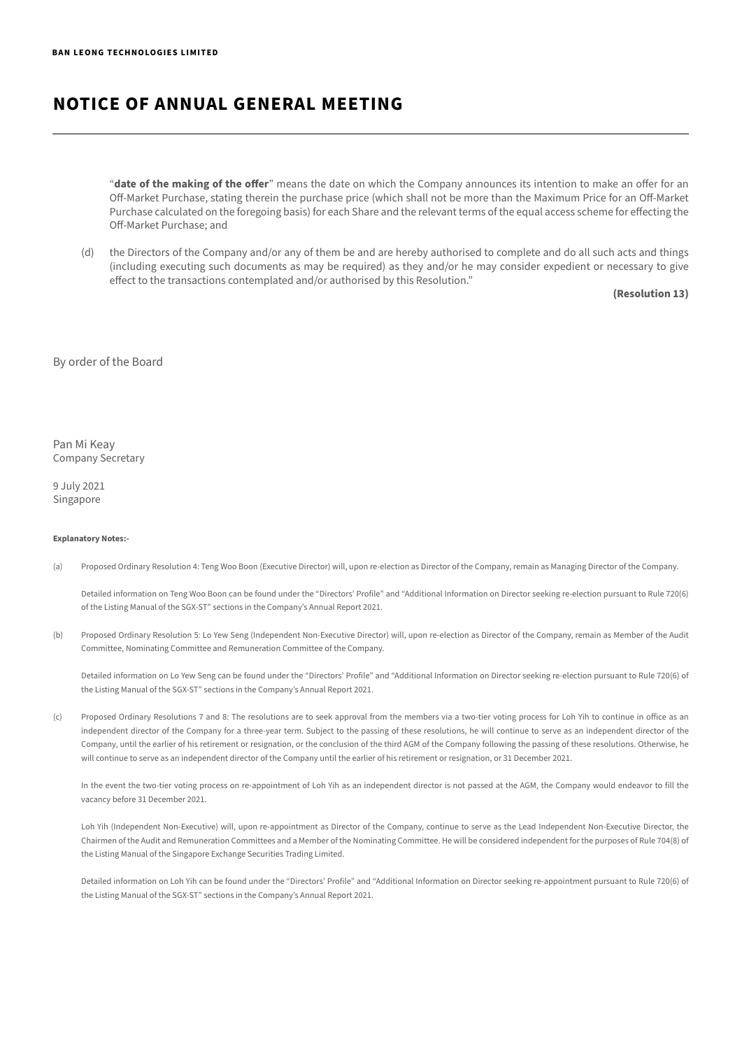# NOTICE OF ANNUAL GENERAL MEETING

"**date of the making of the offer**" means the date on which the Company announces its intention to make an offer for an Off-Market Purchase, stating therein the purchase price (which shall not be more than the Maximum Price for an Off-Market Purchase calculated on the foregoing basis) for each Share and the relevant terms of the equal access scheme for effecting the Off-Market Purchase; and

(d) the Directors of the Company and/or any of them be and are hereby authorised to complete and do all such acts and things (including executing such documents as may be required) as they and/or he may consider expedient or necessary to give effect to the transactions contemplated and/or authorised by this Resolution."

**(Resolution 13)**

By order of the Board

Pan Mi Keay
Company Secretary

9 July 2021
Singapore

**Explanatory Notes:-**

(a) Proposed Ordinary Resolution 4: Teng Woo Boon (Executive Director) will, upon re-election as Director of the Company, remain as Managing Director of the Company.

Detailed information on Teng Woo Boon can be found under the "Directors' Profile" and "Additional Information on Director seeking re-election pursuant to Rule 720(6) of the Listing Manual of the SGX-ST" sections in the Company's Annual Report 2021.

(b) Proposed Ordinary Resolution 5: Lo Yew Seng (Independent Non-Executive Director) will, upon re-election as Director of the Company, remain as Member of the Audit Committee, Nominating Committee and Remuneration Committee of the Company.

Detailed information on Lo Yew Seng can be found under the "Directors' Profile" and "Additional Information on Director seeking re-election pursuant to Rule 720(6) of the Listing Manual of the SGX-ST" sections in the Company's Annual Report 2021.

(c) Proposed Ordinary Resolutions 7 and 8: The resolutions are to seek approval from the members via a two-tier voting process for Loh Yih to continue in office as an independent director of the Company for a three-year term. Subject to the passing of these resolutions, he will continue to serve as an independent director of the Company, until the earlier of his retirement or resignation, or the conclusion of the third AGM of the Company following the passing of these resolutions. Otherwise, he will continue to serve as an independent director of the Company until the earlier of his retirement or resignation, or 31 December 2021.

In the event the two-tier voting process on re-appointment of Loh Yih as an independent director is not passed at the AGM, the Company would endeavor to fill the vacancy before 31 December 2021.

Loh Yih (Independent Non-Executive) will, upon re-appointment as Director of the Company, continue to serve as the Lead Independent Non-Executive Director, the Chairmen of the Audit and Remuneration Committees and a Member of the Nominating Committee. He will be considered independent for the purposes of Rule 704(8) of the Listing Manual of the Singapore Exchange Securities Trading Limited.

Detailed information on Loh Yih can be found under the "Directors' Profile" and "Additional Information on Director seeking re-appointment pursuant to Rule 720(6) of the Listing Manual of the SGX-ST" sections in the Company's Annual Report 2021.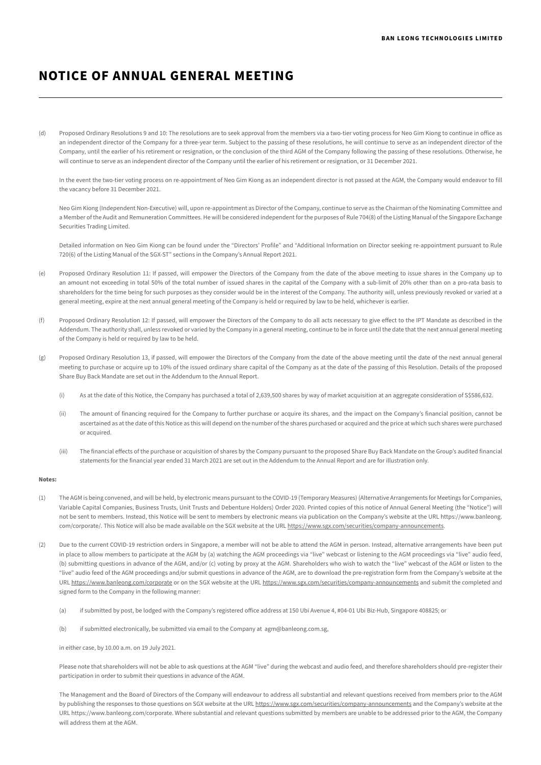# NOTICE OF ANNUAL GENERAL MEETING

(d) Proposed Ordinary Resolutions 9 and 10: The resolutions are to seek approval from the members via a two-tier voting process for Neo Gim Kiong to continue in office as an independent director of the Company for a three-year term. Subject to the passing of these resolutions, he will continue to serve as an independent director of the Company, until the earlier of his retirement or resignation, or the conclusion of the third AGM of the Company following the passing of these resolutions. Otherwise, he will continue to serve as an independent director of the Company until the earlier of his retirement or resignation, or 31 December 2021.

In the event the two-tier voting process on re-appointment of Neo Gim Kiong as an independent director is not passed at the AGM, the Company would endeavor to fill the vacancy before 31 December 2021.

Neo Gim Kiong (Independent Non-Executive) will, upon re-appointment as Director of the Company, continue to serve as the Chairman of the Nominating Committee and a Member of the Audit and Remuneration Committees. He will be considered independent for the purposes of Rule 704(8) of the Listing Manual of the Singapore Exchange Securities Trading Limited.

Detailed information on Neo Gim Kiong can be found under the "Directors' Profile" and "Additional Information on Director seeking re-appointment pursuant to Rule 720(6) of the Listing Manual of the SGX-ST" sections in the Company's Annual Report 2021.

(e) Proposed Ordinary Resolution 11: If passed, will empower the Directors of the Company from the date of the above meeting to issue shares in the Company up to an amount not exceeding in total 50% of the total number of issued shares in the capital of the Company with a sub-limit of 20% other than on a pro-rata basis to shareholders for the time being for such purposes as they consider would be in the interest of the Company. The authority will, unless previously revoked or varied at a general meeting, expire at the next annual general meeting of the Company is held or required by law to be held, whichever is earlier.

(f) Proposed Ordinary Resolution 12: If passed, will empower the Directors of the Company to do all acts necessary to give effect to the IPT Mandate as described in the Addendum. The authority shall, unless revoked or varied by the Company in a general meeting, continue to be in force until the date that the next annual general meeting of the Company is held or required by law to be held.

(g) Proposed Ordinary Resolution 13, if passed, will empower the Directors of the Company from the date of the above meeting until the date of the next annual general meeting to purchase or acquire up to 10% of the issued ordinary share capital of the Company as at the date of the passing of this Resolution. Details of the proposed Share Buy Back Mandate are set out in the Addendum to the Annual Report.

(i) As at the date of this Notice, the Company has purchased a total of 2,639,500 shares by way of market acquisition at an aggregate consideration of S$586,632.

(ii) The amount of financing required for the Company to further purchase or acquire its shares, and the impact on the Company's financial position, cannot be ascertained as at the date of this Notice as this will depend on the number of the shares purchased or acquired and the price at which such shares were purchased or acquired.

(iii) The financial effects of the purchase or acquisition of shares by the Company pursuant to the proposed Share Buy Back Mandate on the Group's audited financial statements for the financial year ended 31 March 2021 are set out in the Addendum to the Annual Report and are for illustration only.

**Notes:**

(1) The AGM is being convened, and will be held, by electronic means pursuant to the COVID-19 (Temporary Measures) (Alternative Arrangements for Meetings for Companies, Variable Capital Companies, Business Trusts, Unit Trusts and Debenture Holders) Order 2020. Printed copies of this notice of Annual General Meeting (the "Notice") will not be sent to members. Instead, this Notice will be sent to members by electronic means via publication on the Company's website at the URL https://www.banleong.com/corporate/. This Notice will also be made available on the SGX website at the URL https://www.sgx.com/securities/company-announcements.

(2) Due to the current COVID-19 restriction orders in Singapore, a member will not be able to attend the AGM in person. Instead, alternative arrangements have been put in place to allow members to participate at the AGM by (a) watching the AGM proceedings via "live" webcast or listening to the AGM proceedings via "live" audio feed, (b) submitting questions in advance of the AGM, and/or (c) voting by proxy at the AGM. Shareholders who wish to watch the "live" webcast of the AGM or listen to the "live" audio feed of the AGM proceedings and/or submit questions in advance of the AGM, are to download the pre-registration form from the Company's website at the URL https://www.banleong.com/corporate or on the SGX website at the URL https://www.sgx.com/securities/company-announcements and submit the completed and signed form to the Company in the following manner:

(a) if submitted by post, be lodged with the Company's registered office address at 150 Ubi Avenue 4, #04-01 Ubi Biz-Hub, Singapore 408825; or

(b) if submitted electronically, be submitted via email to the Company at agm@banleong.com.sg,

in either case, by 10.00 a.m. on 19 July 2021.

Please note that shareholders will not be able to ask questions at the AGM "live" during the webcast and audio feed, and therefore shareholders should pre-register their participation in order to submit their questions in advance of the AGM.

The Management and the Board of Directors of the Company will endeavour to address all substantial and relevant questions received from members prior to the AGM by publishing the responses to those questions on SGX website at the URL https://www.sgx.com/securities/company-announcements and the Company's website at the URL https://www.banleong.com/corporate. Where substantial and relevant questions submitted by members are unable to be addressed prior to the AGM, the Company will address them at the AGM.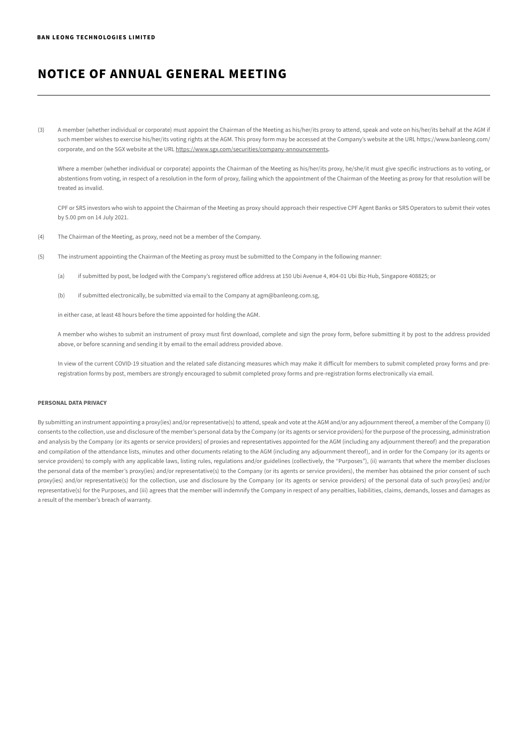(3) A member (whether individual or corporate) must appoint the Chairman of the Meeting as his/her/its proxy to attend, speak and vote on his/her/its behalf at the AGM if such member wishes to exercise his/her/its voting rights at the AGM. This proxy form may be accessed at the Company's website at the URL https://www.banleong.com/corporate, and on the SGX website at the URL https://www.sgx.com/securities/company-announcements.

Where a member (whether individual or corporate) appoints the Chairman of the Meeting as his/her/its proxy, he/she/it must give specific instructions as to voting, or abstentions from voting, in respect of a resolution in the form of proxy, failing which the appointment of the Chairman of the Meeting as proxy for that resolution will be treated as invalid.

CPF or SRS investors who wish to appoint the Chairman of the Meeting as proxy should approach their respective CPF Agent Banks or SRS Operators to submit their votes by 5.00 pm on 14 July 2021.

(4) The Chairman of the Meeting, as proxy, need not be a member of the Company.

(5) The instrument appointing the Chairman of the Meeting as proxy must be submitted to the Company in the following manner:

(a) if submitted by post, be lodged with the Company's registered office address at 150 Ubi Avenue 4, #04-01 Ubi Biz-Hub, Singapore 408825; or

(b) if submitted electronically, be submitted via email to the Company at agm@banleong.com.sg,

in either case, at least 48 hours before the time appointed for holding the AGM.

A member who wishes to submit an instrument of proxy must first download, complete and sign the proxy form, before submitting it by post to the address provided above, or before scanning and sending it by email to the email address provided above.

In view of the current COVID-19 situation and the related safe distancing measures which may make it difficult for members to submit completed proxy forms and pre-registration forms by post, members are strongly encouraged to submit completed proxy forms and pre-registration forms electronically via email.

**PERSONAL DATA PRIVACY**

By submitting an instrument appointing a proxy(ies) and/or representative(s) to attend, speak and vote at the AGM and/or any adjournment thereof, a member of the Company (i) consents to the collection, use and disclosure of the member's personal data by the Company (or its agents or service providers) for the purpose of the processing, administration and analysis by the Company (or its agents or service providers) of proxies and representatives appointed for the AGM (including any adjournment thereof) and the preparation and compilation of the attendance lists, minutes and other documents relating to the AGM (including any adjournment thereof), and in order for the Company (or its agents or service providers) to comply with any applicable laws, listing rules, regulations and/or guidelines (collectively, the "Purposes"), (ii) warrants that where the member discloses the personal data of the member's proxy(ies) and/or representative(s) to the Company (or its agents or service providers), the member has obtained the prior consent of such proxy(ies) and/or representative(s) for the collection, use and disclosure by the Company (or its agents or service providers) of the personal data of such proxy(ies) and/or representative(s) for the Purposes, and (iii) agrees that the member will indemnify the Company in respect of any penalties, liabilities, claims, demands, losses and damages as a result of the member's breach of warranty.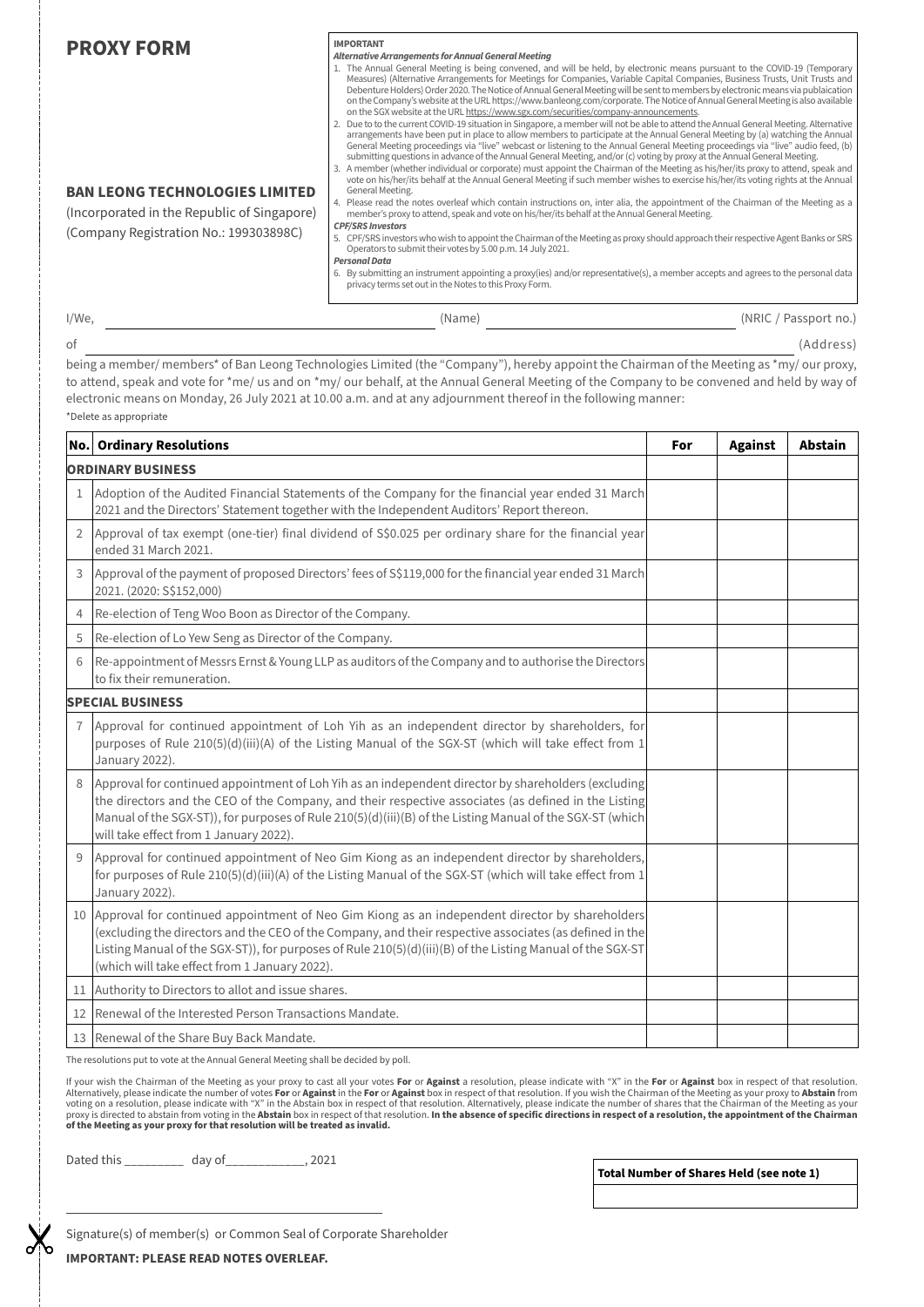# PROXY FORM

**IMPORTANT**

***Alternative Arrangements for Annual General Meeting***

1. The Annual General Meeting is being convened, and will be held, by electronic means pursuant to the COVID-19 (Temporary Measures) (Alternative Arrangements for Meetings for Companies, Variable Capital Companies, Business Trusts, Unit Trusts and Debenture Holders) Order 2020. The Notice of Annual General Meeting will be sent to members by electronic means via publaication on the Company's website at the URL https://www.banleong.com/corporate. The Notice of Annual General Meeting is also available on the SGX website at the URL https://www.sgx.com/securities/company-announcements.
2. Due to to the current COVID-19 situation in Singapore, a member will not be able to attend the Annual General Meeting. Alternative arrangements have been put in place to allow members to participate at the Annual General Meeting by (a) watching the Annual General Meeting proceedings via "live" webcast or listening to the Annual General Meeting proceedings via "live" audio feed, (b) submitting questions in advance of the Annual General Meeting, and/or (c) voting by proxy at the Annual General Meeting.
3. A member (whether individual or corporate) must appoint the Chairman of the Meeting as his/her/its proxy to attend, speak and vote on his/her/its behalf at the Annual General Meeting if such member wishes to exercise his/her/its voting rights at the Annual General Meeting.
4. Please read the notes overleaf which contain instructions on, inter alia, the appointment of the Chairman of the Meeting as a member's proxy to attend, speak and vote on his/her/its behalf at the Annual General Meeting.

***CPF/SRS Investors***

5. CPF/SRS investors who wish to appoint the Chairman of the Meeting as proxy should approach their respective Agent Banks or SRS Operators to submit their votes by 5.00 p.m. 14 July 2021.

***Personal Data***

6. By submitting an instrument appointing a proxy(ies) and/or representative(s), a member accepts and agrees to the personal data privacy terms set out in the Notes to this Proxy Form.

**BAN LEONG TECHNOLOGIES LIMITED**

(Incorporated in the Republic of Singapore)

(Company Registration No.: 199303898C)

I/We, ______________________________ (Name) ______________________________ (NRIC / Passport no.)

of ____________________________________________________________ (Address)

being a member/ members* of Ban Leong Technologies Limited (the "Company"), hereby appoint the Chairman of the Meeting as *my/ our proxy, to attend, speak and vote for *me/ us and on *my/ our behalf, at the Annual General Meeting of the Company to be convened and held by way of electronic means on Monday, 26 July 2021 at 10.00 a.m. and at any adjournment thereof in the following manner:

*Delete as appropriate

| No. | Ordinary Resolutions | For | Against | Abstain |
|---|---|---|---|---|
| | **ORDINARY BUSINESS** | | | |
| 1 | Adoption of the Audited Financial Statements of the Company for the financial year ended 31 March 2021 and the Directors' Statement together with the Independent Auditors' Report thereon. | | | |
| 2 | Approval of tax exempt (one-tier) final dividend of S$0.025 per ordinary share for the financial year ended 31 March 2021. | | | |
| 3 | Approval of the payment of proposed Directors' fees of S$119,000 for the financial year ended 31 March 2021. (2020: S$152,000) | | | |
| 4 | Re-election of Teng Woo Boon as Director of the Company. | | | |
| 5 | Re-election of Lo Yew Seng as Director of the Company. | | | |
| 6 | Re-appointment of Messrs Ernst & Young LLP as auditors of the Company and to authorise the Directors to fix their remuneration. | | | |
| | **SPECIAL BUSINESS** | | | |
| 7 | Approval for continued appointment of Loh Yih as an independent director by shareholders, for purposes of Rule 210(5)(d)(iii)(A) of the Listing Manual of the SGX-ST (which will take effect from 1 January 2022). | | | |
| 8 | Approval for continued appointment of Loh Yih as an independent director by shareholders (excluding the directors and the CEO of the Company, and their respective associates (as defined in the Listing Manual of the SGX-ST)), for purposes of Rule 210(5)(d)(iii)(B) of the Listing Manual of the SGX-ST (which will take effect from 1 January 2022). | | | |
| 9 | Approval for continued appointment of Neo Gim Kiong as an independent director by shareholders, for purposes of Rule 210(5)(d)(iii)(A) of the Listing Manual of the SGX-ST (which will take effect from 1 January 2022). | | | |
| 10 | Approval for continued appointment of Neo Gim Kiong as an independent director by shareholders (excluding the directors and the CEO of the Company, and their respective associates (as defined in the Listing Manual of the SGX-ST)), for purposes of Rule 210(5)(d)(iii)(B) of the Listing Manual of the SGX-ST (which will take effect from 1 January 2022). | | | |
| 11 | Authority to Directors to allot and issue shares. | | | |
| 12 | Renewal of the Interested Person Transactions Mandate. | | | |
| 13 | Renewal of the Share Buy Back Mandate. | | | |

The resolutions put to vote at the Annual General Meeting shall be decided by poll.

If your wish the Chairman of the Meeting as your proxy to cast all your votes **For** or **Against** a resolution, please indicate with "X" in the **For** or **Against** box in respect of that resolution. Alternatively, please indicate the number of votes **For** or **Against** in the **For** or **Against** box in respect of that resolution. If you wish the Chairman of the Meeting as your proxy to **Abstain** from voting on a resolution, please indicate with "X" in the Abstain box in respect of that resolution. Alternatively, please indicate the number of shares that the Chairman of the Meeting as your proxy is directed to abstain from voting in the **Abstain** box in respect of that resolution. **In the absence of specific directions in respect of a resolution, the appointment of the Chairman of the Meeting as your proxy for that resolution will be treated as invalid.**

Dated this _________ day of____________, 2021

| Total Number of Shares Held (see note 1) |
|---|
| |

______________________________

Signature(s) of member(s) or Common Seal of Corporate Shareholder

**IMPORTANT: PLEASE READ NOTES OVERLEAF.**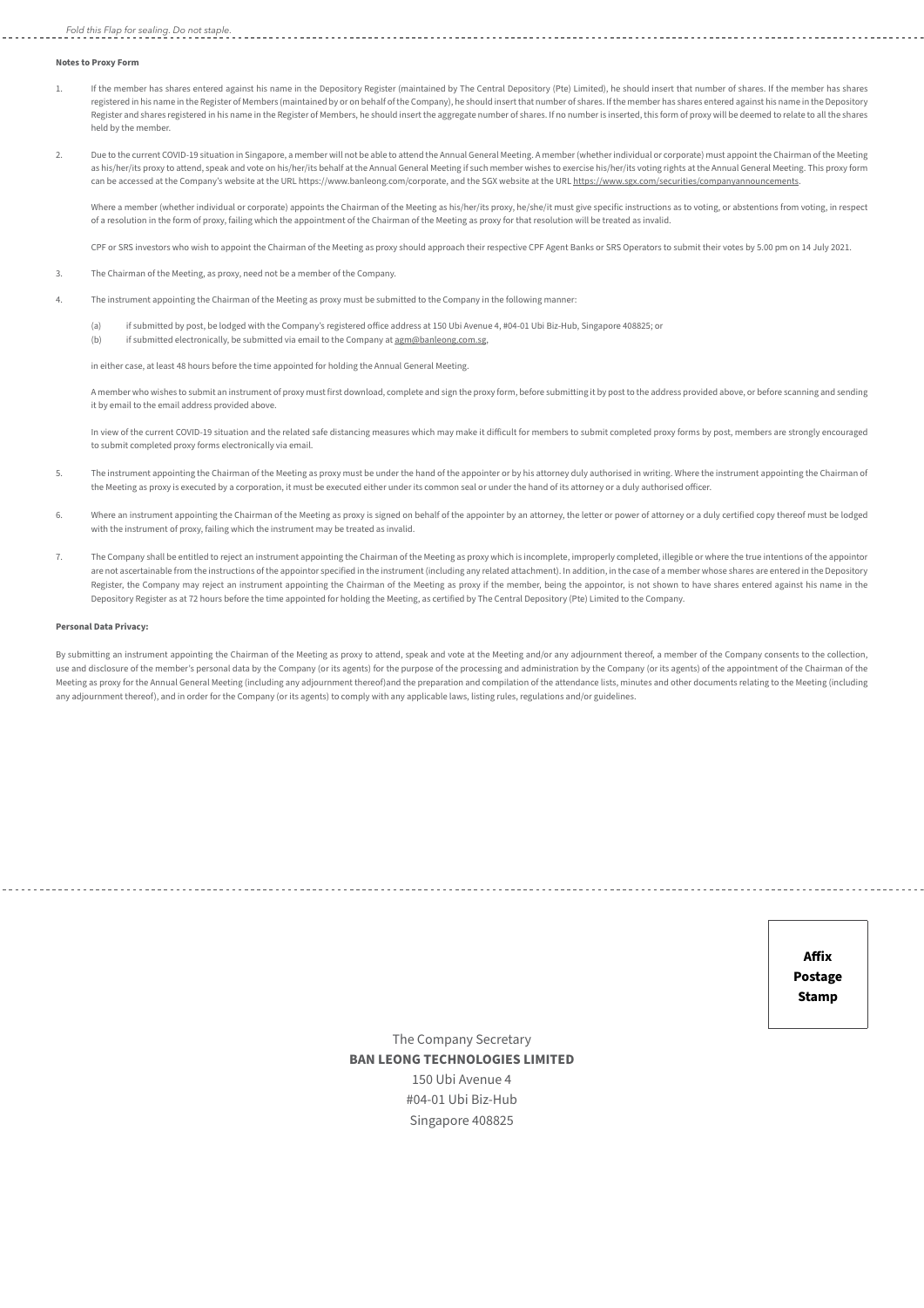*Fold this Flap for sealing. Do not staple.*

**Notes to Proxy Form**

1. If the member has shares entered against his name in the Depository Register (maintained by The Central Depository (Pte) Limited), he should insert that number of shares. If the member has shares registered in his name in the Register of Members (maintained by or on behalf of the Company), he should insert that number of shares. If the member has shares entered against his name in the Depository Register and shares registered in his name in the Register of Members, he should insert the aggregate number of shares. If no number is inserted, this form of proxy will be deemed to relate to all the shares held by the member.

2. Due to the current COVID-19 situation in Singapore, a member will not be able to attend the Annual General Meeting. A member (whether individual or corporate) must appoint the Chairman of the Meeting as his/her/its proxy to attend, speak and vote on his/her/its behalf at the Annual General Meeting if such member wishes to exercise his/her/its voting rights at the Annual General Meeting. This proxy form can be accessed at the Company's website at the URL https://www.banleong.com/corporate, and the SGX website at the URL https://www.sgx.com/securities/companyannouncements.

   Where a member (whether individual or corporate) appoints the Chairman of the Meeting as his/her/its proxy, he/she/it must give specific instructions as to voting, or abstentions from voting, in respect of a resolution in the form of proxy, failing which the appointment of the Chairman of the Meeting as proxy for that resolution will be treated as invalid.

   CPF or SRS investors who wish to appoint the Chairman of the Meeting as proxy should approach their respective CPF Agent Banks or SRS Operators to submit their votes by 5.00 pm on 14 July 2021.

3. The Chairman of the Meeting, as proxy, need not be a member of the Company.

4. The instrument appointing the Chairman of the Meeting as proxy must be submitted to the Company in the following manner:

   (a) if submitted by post, be lodged with the Company's registered office address at 150 Ubi Avenue 4, #04-01 Ubi Biz-Hub, Singapore 408825; or
   (b) if submitted electronically, be submitted via email to the Company at agm@banleong.com.sg,

   in either case, at least 48 hours before the time appointed for holding the Annual General Meeting.

   A member who wishes to submit an instrument of proxy must first download, complete and sign the proxy form, before submitting it by post to the address provided above, or before scanning and sending it by email to the email address provided above.

   In view of the current COVID-19 situation and the related safe distancing measures which may make it difficult for members to submit completed proxy forms by post, members are strongly encouraged to submit completed proxy forms electronically via email.

5. The instrument appointing the Chairman of the Meeting as proxy must be under the hand of the appointer or by his attorney duly authorised in writing. Where the instrument appointing the Chairman of the Meeting as proxy is executed by a corporation, it must be executed either under its common seal or under the hand of its attorney or a duly authorised officer.

6. Where an instrument appointing the Chairman of the Meeting as proxy is signed on behalf of the appointer by an attorney, the letter or power of attorney or a duly certified copy thereof must be lodged with the instrument of proxy, failing which the instrument may be treated as invalid.

7. The Company shall be entitled to reject an instrument appointing the Chairman of the Meeting as proxy which is incomplete, improperly completed, illegible or where the true intentions of the appointor are not ascertainable from the instructions of the appointor specified in the instrument (including any related attachment). In addition, in the case of a member whose shares are entered in the Depository Register, the Company may reject an instrument appointing the Chairman of the Meeting as proxy if the member, being the appointor, is not shown to have shares entered against his name in the Depository Register as at 72 hours before the time appointed for holding the Meeting, as certified by The Central Depository (Pte) Limited to the Company.

**Personal Data Privacy:**

By submitting an instrument appointing the Chairman of the Meeting as proxy to attend, speak and vote at the Meeting and/or any adjournment thereof, a member of the Company consents to the collection, use and disclosure of the member's personal data by the Company (or its agents) for the purpose of the processing and administration by the Company (or its agents) of the appointment of the Chairman of the Meeting as proxy for the Annual General Meeting (including any adjournment thereof)and the preparation and compilation of the attendance lists, minutes and other documents relating to the Meeting (including any adjournment thereof), and in order for the Company (or its agents) to comply with any applicable laws, listing rules, regulations and/or guidelines.

**Affix Postage Stamp**

The Company Secretary
**BAN LEONG TECHNOLOGIES LIMITED**
150 Ubi Avenue 4
#04-01 Ubi Biz-Hub
Singapore 408825